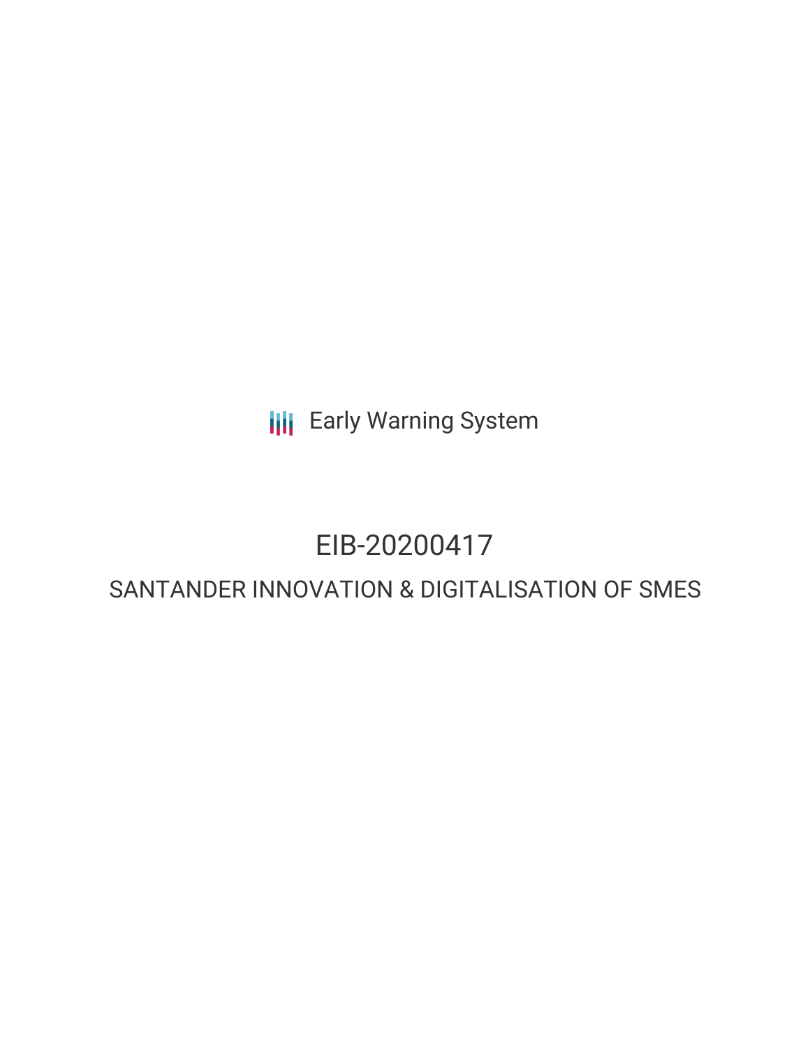Early Warning System

# EIB-20200417

## SANTANDER INNOVATION & DIGITALISATION OF SMES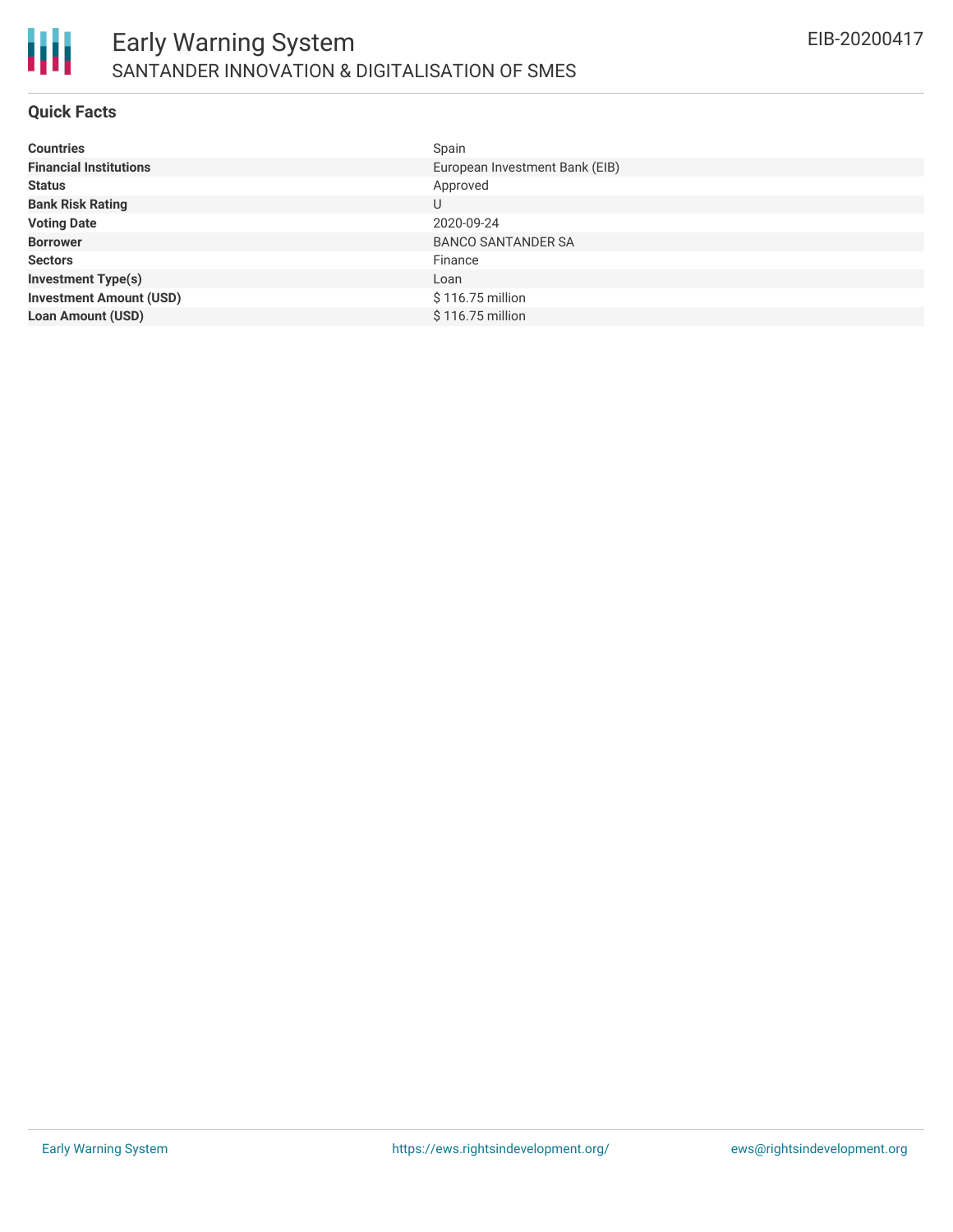# Early Warning System

## SANTANDER INNOVATION & DIGITALISATION OF SMES

EIB-20200417

### Quick Facts

| | |
|---|---|
| **Countries** | Spain |
| **Financial Institutions** | European Investment Bank (EIB) |
| **Status** | Approved |
| **Bank Risk Rating** | U |
| **Voting Date** | 2020-09-24 |
| **Borrower** | BANCO SANTANDER SA |
| **Sectors** | Finance |
| **Investment Type(s)** | Loan |
| **Investment Amount (USD)** | $ 116.75 million |
| **Loan Amount (USD)** | $ 116.75 million |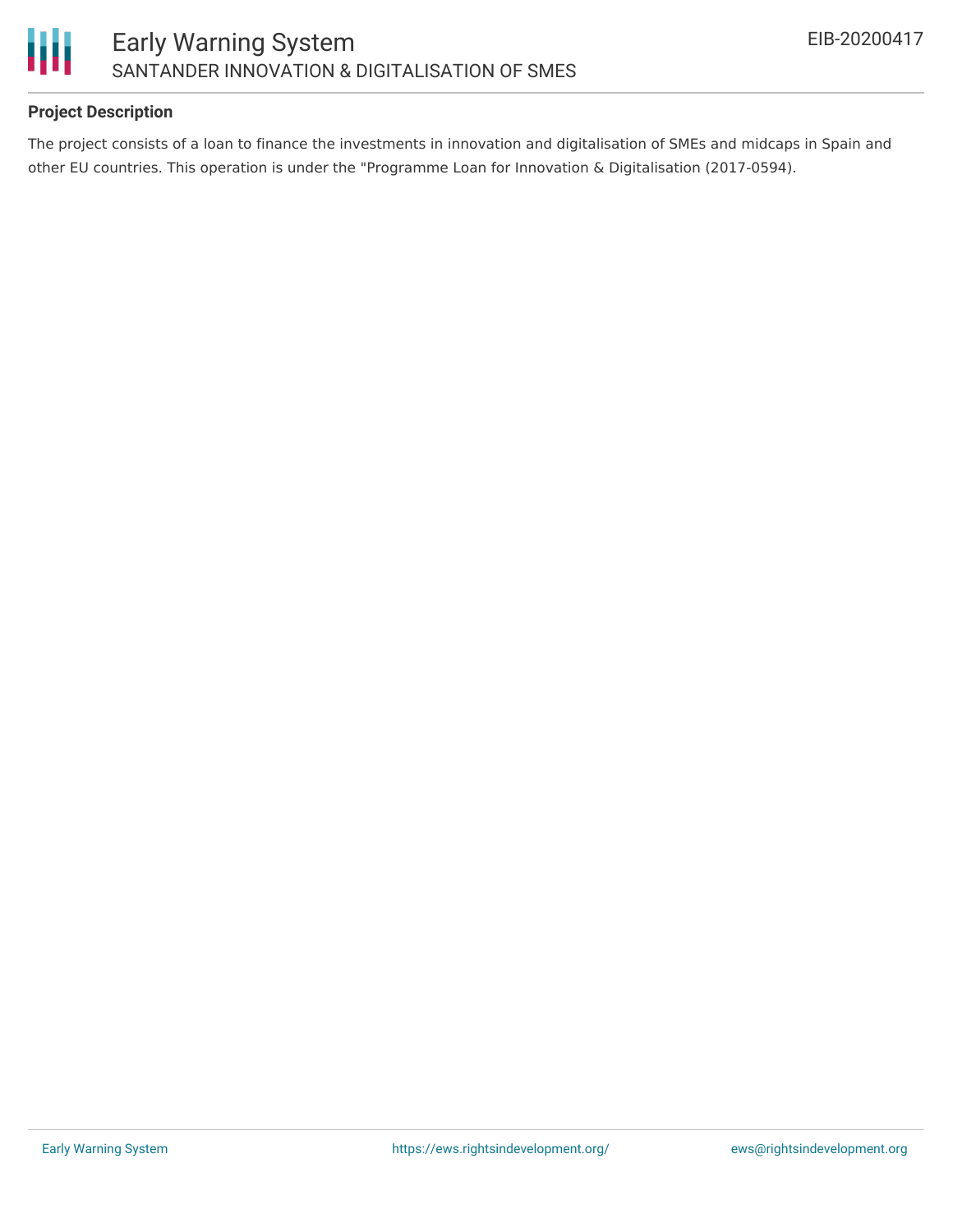### Project Description

The project consists of a loan to finance the investments in innovation and digitalisation of SMEs and midcaps in Spain and other EU countries. This operation is under the "Programme Loan for Innovation & Digitalisation (2017-0594).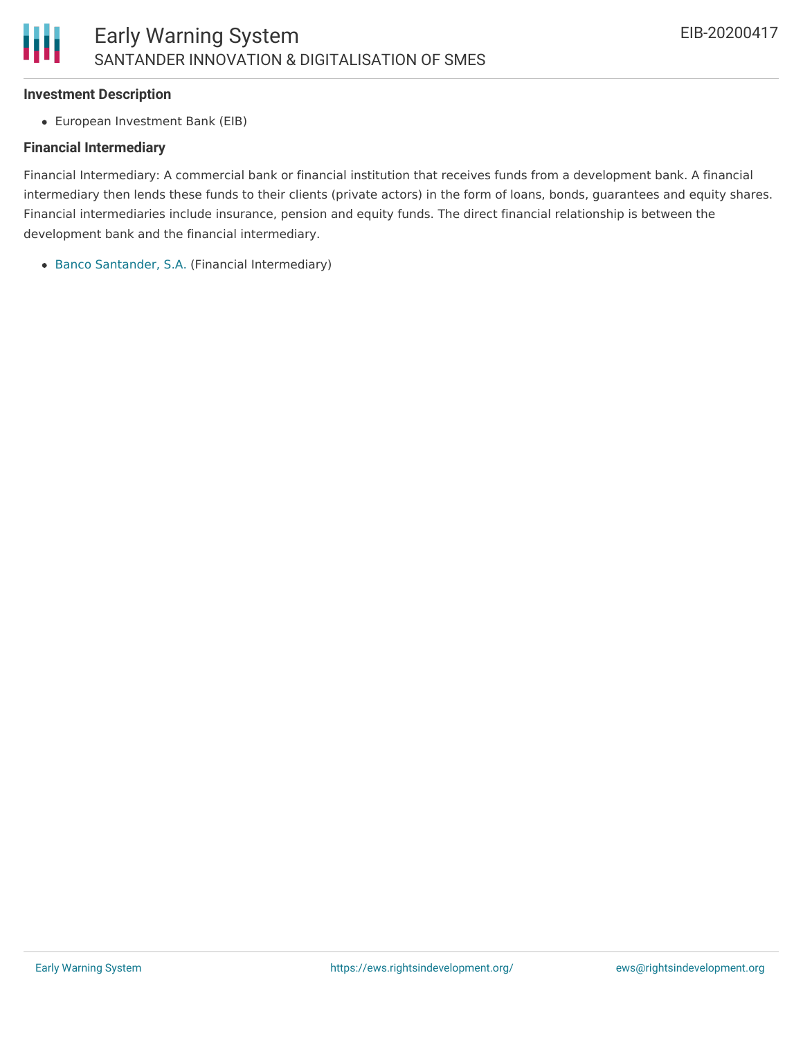### Investment Description

- European Investment Bank (EIB)

### Financial Intermediary

Financial Intermediary: A commercial bank or financial institution that receives funds from a development bank. A financial intermediary then lends these funds to their clients (private actors) in the form of loans, bonds, guarantees and equity shares. Financial intermediaries include insurance, pension and equity funds. The direct financial relationship is between the development bank and the financial intermediary.

- Banco Santander, S.A. (Financial Intermediary)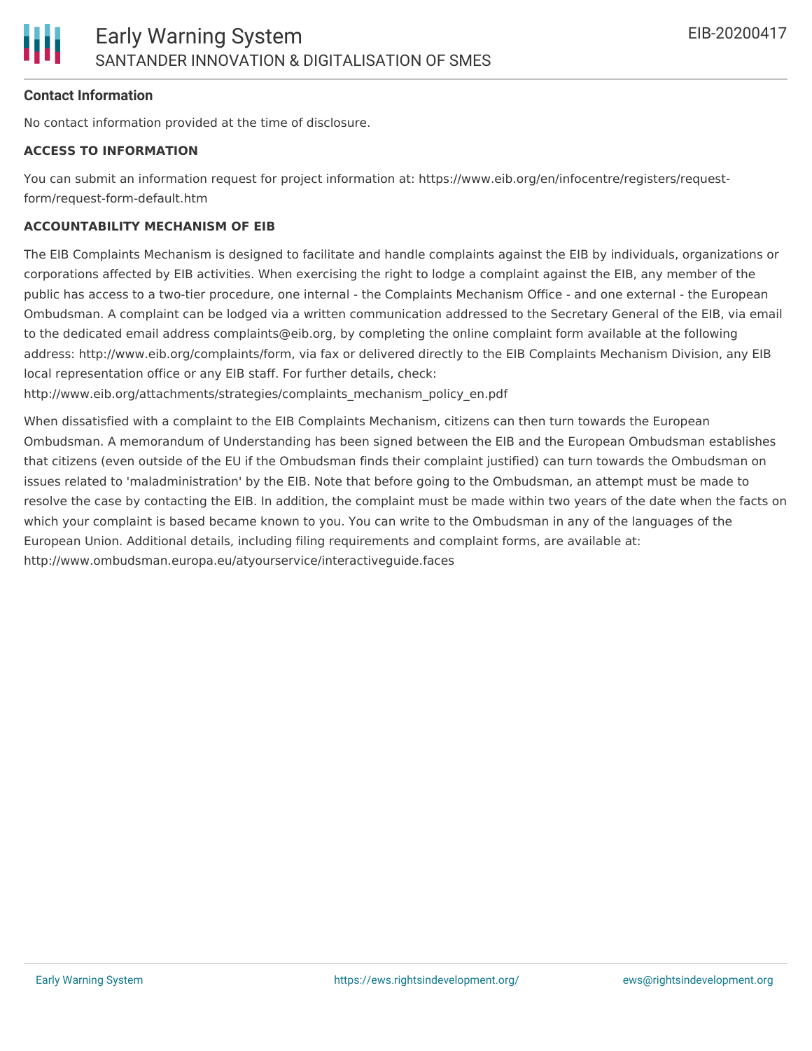**Contact Information**

No contact information provided at the time of disclosure.

**ACCESS TO INFORMATION**

You can submit an information request for project information at: https://www.eib.org/en/infocentre/registers/request-form/request-form-default.htm

**ACCOUNTABILITY MECHANISM OF EIB**

The EIB Complaints Mechanism is designed to facilitate and handle complaints against the EIB by individuals, organizations or corporations affected by EIB activities. When exercising the right to lodge a complaint against the EIB, any member of the public has access to a two-tier procedure, one internal - the Complaints Mechanism Office - and one external - the European Ombudsman. A complaint can be lodged via a written communication addressed to the Secretary General of the EIB, via email to the dedicated email address complaints@eib.org, by completing the online complaint form available at the following address: http://www.eib.org/complaints/form, via fax or delivered directly to the EIB Complaints Mechanism Division, any EIB local representation office or any EIB staff. For further details, check: http://www.eib.org/attachments/strategies/complaints_mechanism_policy_en.pdf

When dissatisfied with a complaint to the EIB Complaints Mechanism, citizens can then turn towards the European Ombudsman. A memorandum of Understanding has been signed between the EIB and the European Ombudsman establishes that citizens (even outside of the EU if the Ombudsman finds their complaint justified) can turn towards the Ombudsman on issues related to 'maladministration' by the EIB. Note that before going to the Ombudsman, an attempt must be made to resolve the case by contacting the EIB. In addition, the complaint must be made within two years of the date when the facts on which your complaint is based became known to you. You can write to the Ombudsman in any of the languages of the European Union. Additional details, including filing requirements and complaint forms, are available at: http://www.ombudsman.europa.eu/atyourservice/interactiveguide.faces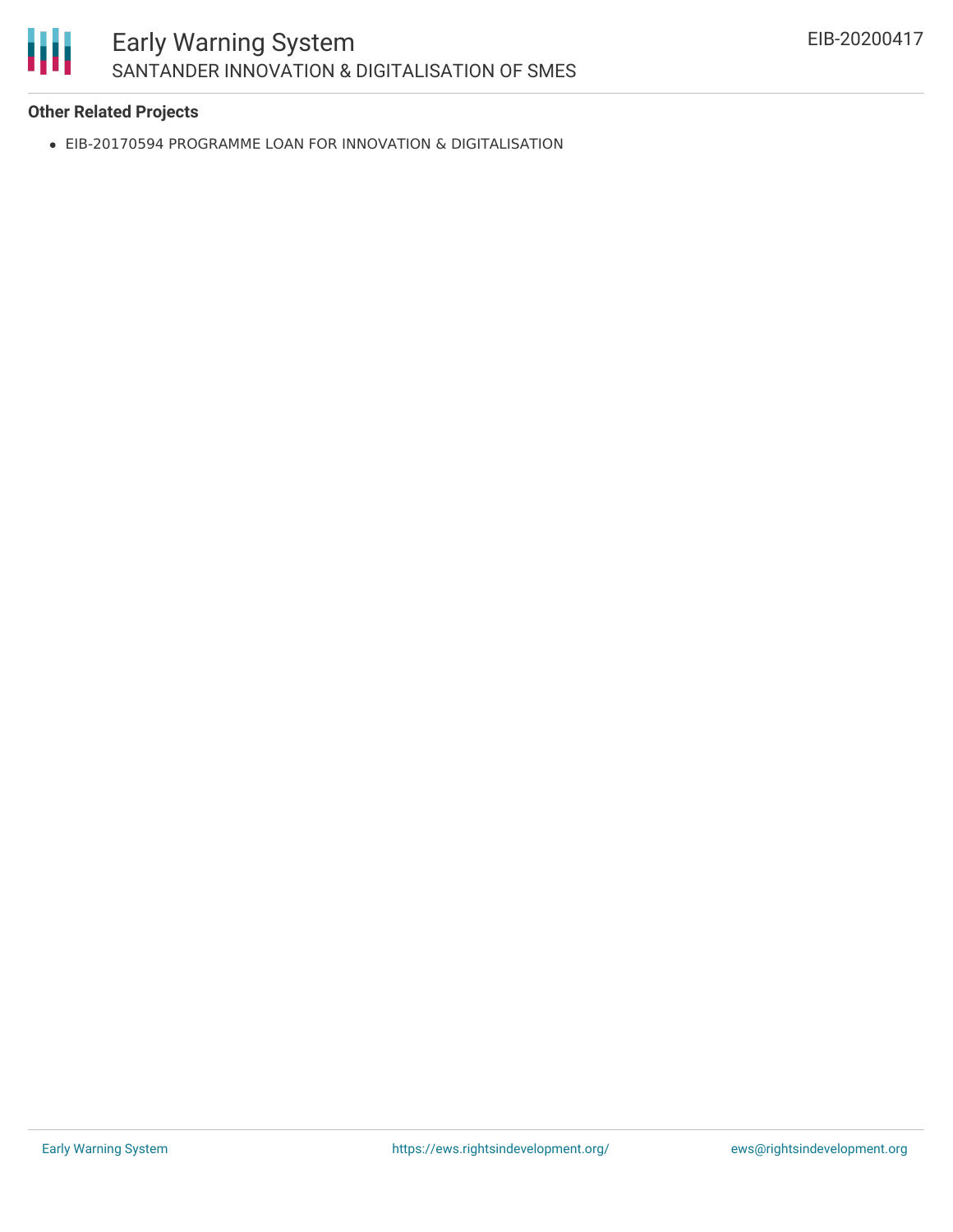**Other Related Projects**

- EIB-20170594 PROGRAMME LOAN FOR INNOVATION & DIGITALISATION